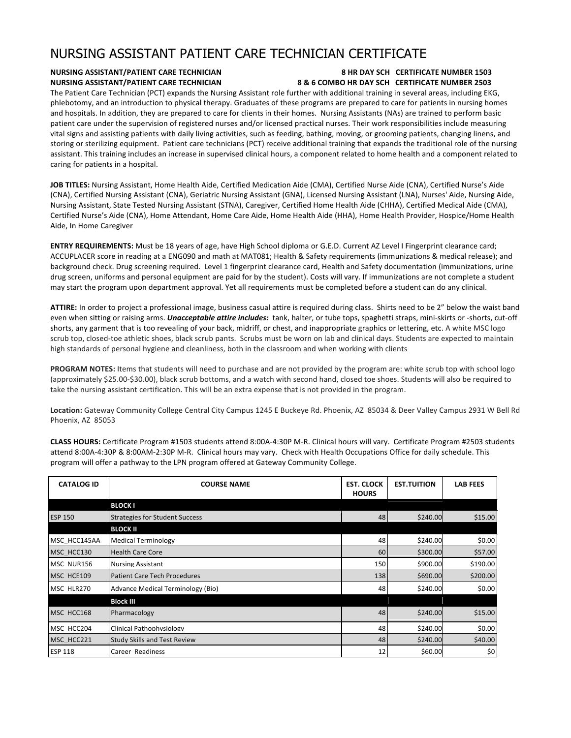# NURSING ASSISTANT PATIENT CARE TECHNICIAN CERTIFICATE

**NURSING ASSISTANT/PATIENT CARE TECHNICIAN — 8 HR DAY SCH — CERTIFICATE NUMBER 1503**
**NURSING ASSISTANT/PATIENT CARE TECHNICIAN — 8 & 6 COMBO HR DAY SCH — CERTIFICATE NUMBER 2503**

The Patient Care Technician (PCT) expands the Nursing Assistant role further with additional training in several areas, including EKG, phlebotomy, and an introduction to physical therapy. Graduates of these programs are prepared to care for patients in nursing homes and hospitals. In addition, they are prepared to care for clients in their homes. Nursing Assistants (NAs) are trained to perform basic patient care under the supervision of registered nurses and/or licensed practical nurses. Their work responsibilities include measuring vital signs and assisting patients with daily living activities, such as feeding, bathing, moving, or grooming patients, changing linens, and storing or sterilizing equipment. Patient care technicians (PCT) receive additional training that expands the traditional role of the nursing assistant. This training includes an increase in supervised clinical hours, a component related to home health and a component related to caring for patients in a hospital.

**JOB TITLES:** Nursing Assistant, Home Health Aide, Certified Medication Aide (CMA), Certified Nurse Aide (CNA), Certified Nurse's Aide (CNA), Certified Nursing Assistant (CNA), Geriatric Nursing Assistant (GNA), Licensed Nursing Assistant (LNA), Nurses' Aide, Nursing Aide, Nursing Assistant, State Tested Nursing Assistant (STNA), Caregiver, Certified Home Health Aide (CHHA), Certified Medical Aide (CMA), Certified Nurse's Aide (CNA), Home Attendant, Home Care Aide, Home Health Aide (HHA), Home Health Provider, Hospice/Home Health Aide, In Home Caregiver

**ENTRY REQUIREMENTS:** Must be 18 years of age, have High School diploma or G.E.D. Current AZ Level I Fingerprint clearance card; ACCUPLACER score in reading at a ENG090 and math at MAT081; Health & Safety requirements (immunizations & medical release); and background check. Drug screening required. Level 1 fingerprint clearance card, Health and Safety documentation (immunizations, urine drug screen, uniforms and personal equipment are paid for by the student). Costs will vary. If immunizations are not complete a student may start the program upon department approval. Yet all requirements must be completed before a student can do any clinical.

**ATTIRE:** In order to project a professional image, business casual attire is required during class. Shirts need to be 2" below the waist band even when sitting or raising arms. ***Unacceptable attire includes:*** tank, halter, or tube tops, spaghetti straps, mini-skirts or -shorts, cut-off shorts, any garment that is too revealing of your back, midriff, or chest, and inappropriate graphics or lettering, etc. A white MSC logo scrub top, closed-toe athletic shoes, black scrub pants. Scrubs must be worn on lab and clinical days. Students are expected to maintain high standards of personal hygiene and cleanliness, both in the classroom and when working with clients

**PROGRAM NOTES:** Items that students will need to purchase and are not provided by the program are: white scrub top with school logo (approximately $25.00-$30.00), black scrub bottoms, and a watch with second hand, closed toe shoes. Students will also be required to take the nursing assistant certification. This will be an extra expense that is not provided in the program.

**Location:** Gateway Community College Central City Campus 1245 E Buckeye Rd. Phoenix, AZ 85034 & Deer Valley Campus 2931 W Bell Rd Phoenix, AZ 85053

**CLASS HOURS:** Certificate Program #1503 students attend 8:00A-4:30P M-R. Clinical hours will vary. Certificate Program #2503 students attend 8:00A-4:30P & 8:00AM-2:30P M-R. Clinical hours may vary. Check with Health Occupations Office for daily schedule. This program will offer a pathway to the LPN program offered at Gateway Community College.

| CATALOG ID | COURSE NAME | EST. CLOCK HOURS | EST.TUITION | LAB FEES |
|---|---|---|---|---|
| | **BLOCK I** | | | |
| ESP 150 | Strategies for Student Success | 48 | $240.00 | $15.00 |
| | **BLOCK II** | | | |
| MSC_HCC145AA | Medical Terminology | 48 | $240.00 | $0.00 |
| MSC_HCC130 | Health Care Core | 60 | $300.00 | $57.00 |
| MSC NUR156 | Nursing Assistant | 150 | $900.00 | $190.00 |
| MSC HCE109 | Patient Care Tech Procedures | 138 | $690.00 | $200.00 |
| MSC HLR270 | Advance Medical Terminology (Bio) | 48 | $240.00 | $0.00 |
| | **Block III** | | | |
| MSC HCC168 | Pharmacology | 48 | $240.00 | $15.00 |
| MSC HCC204 | Clinical Pathophysiology | 48 | $240.00 | $0.00 |
| MSC_HCC221 | Study Skills and Test Review | 48 | $240.00 | $40.00 |
| ESP 118 | Career Readiness | 12 | $60.00 | $0 |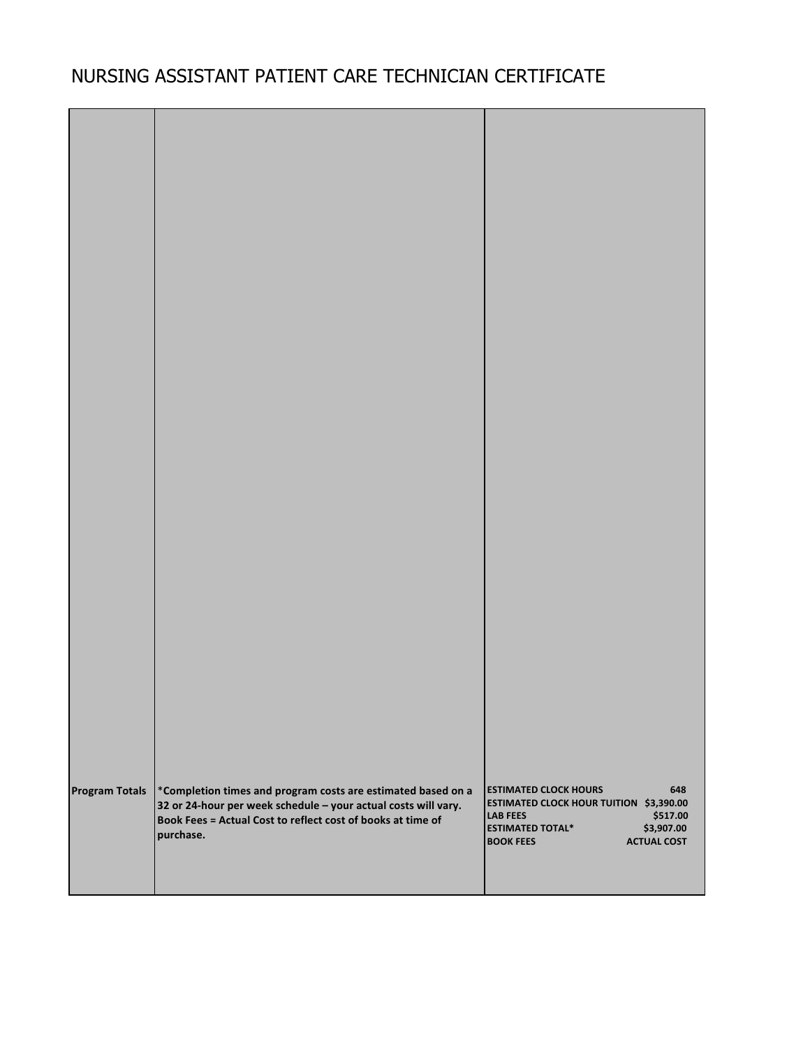# NURSING ASSISTANT PATIENT CARE TECHNICIAN CERTIFICATE

| | | |
|---|---|---|
| **Program Totals** | ***Completion times and program costs are estimated based on a 32 or 24-hour per week schedule – your actual costs will vary. Book Fees = Actual Cost to reflect cost of books at time of purchase.** | **ESTIMATED CLOCK HOURS 648**<br>**ESTIMATED CLOCK HOUR TUITION $3,390.00**<br>**LAB FEES $517.00**<br>**ESTIMATED TOTAL* $3,907.00**<br>**BOOK FEES ACTUAL COST** |